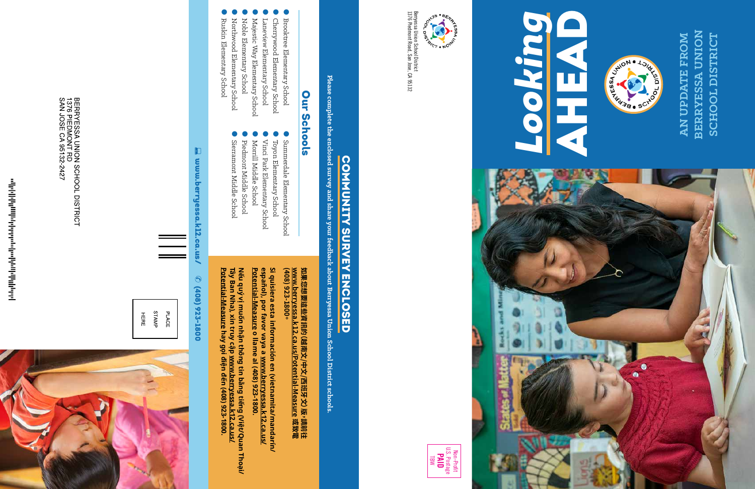# Looking AHEAD

## AN UPDATE FROM BERRYESSA UNION SCHOOL DISTRICT

Berryessa Union School District
1376 Piedmont Road, San Jose, CA 95132

Non-Profit
U.S. Postage
**PAID**
TBW

## COMMUNITY SURVEY ENCLOSED

Please complete the enclosed survey and share your feedback about Berryessa Union School District schools.

## Our Schools

- Brooktree Elementary School
- Cherrywood Elementary School
- Laneview Elementary School
- Majestic Way Elementary School
- Noble Elementary School
- Northwood Elementary School
- Ruskin Elementary School
- Summerdale Elementary School
- Toyon Elementary School
- Vinci Park Elementary School
- Morrill Middle School
- Piedmont Middle School
- Sierramont Middle School

**如果您想要這些資訊的(越南文/中文/西班牙文)版，請前往 www.berryessa.k12.ca.us/Potential-Measure 或致電 (408) 923-1800。**

**Si quisiera esta información en (vietnamita/mandarín/español), por favor vaya a www.berryessa.k12.ca.us/Potential-Measure o llame al (408) 923-1800.**

**Nếu quý vị muốn nhận thông tin bằng tiếng (Việt/Quan Thoại/Tây Ban Nha), xin truy cập www.berryessa.k12.ca.us/Potential-Measure hay gọi điện đến (408) 923-1800.**

www.berryessa.k12.ca.us/ (408) 923-1800

PLACE STAMP HERE

BERRYESSA UNION SCHOOL DISTRICT
1376 PIEDMONT RD
SAN JOSE CA 95132-2427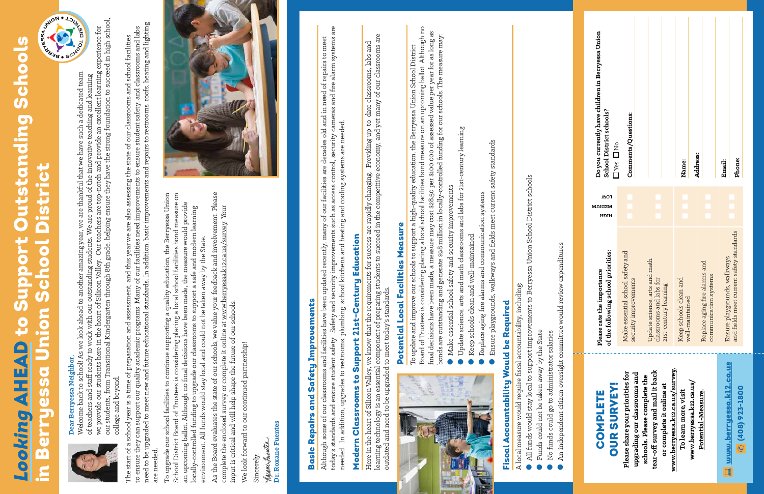// Looking AHEAD to Support Outstanding Schools in Berryessa Union School District

Dear Berryessa Neighbor,

Welcome back to school! As we look ahead to another amazing year, we are thankful that we have such a dedicated team of teachers and staff ready to work with our outstanding students. We are proud of the innovative teaching and learning we provide our students here in the heart of Silicon Valley. Our teachers are top-notch and provide an excellent learning experience for our students, from Transitional Kindergarten through 8th grade, helping ensure they have the strong foundation to succeed in high school, college and beyond.

The start of a school year is a time of preparation and assessment, and this year we are also assessing the state of our classrooms and school facilities to ensure they can support our quality academic programs. Many of our facilities need improvements to ensure student safety, and classrooms and labs need to be upgraded to meet new and future educational standards. In addition, basic improvements and repairs to restrooms, roofs, heating and lighting are needed.

To upgrade our school facilities to continue supporting a quality education, the Berryessa Union School District Board of Trustees is considering placing a local school facilities bond measure on an upcoming ballot. Although no final decisions have been made, the measure would provide locally-controlled funding to upgrade our classrooms to support a safe and modern learning environment. All funds would stay local and could not be taken away by the State.

As the Board evaluates the state of our schools, we value your feedback and involvement. Please complete the enclosed survey or complete it online at www.berryessa.k12.ca.us/survey. Your input is critical and will help shape the future of our schools.

We look forward to our continued partnership!

Sincerely,

Dr. Roxane Fuentes

## Basic Repairs and Safety Improvements

Although some of our classrooms and facilities have been updated recently, many of our facilities are decades old and in need of repairs to meet today's standards and ensure student safety. Safety and security improvements such as access control, security cameras and fire alarm systems are needed. In addition, upgrades to restrooms, plumbing, school kitchens and heating and cooling systems are needed.

## Modern Classrooms to Support 21st-Century Education

Here in the heart of Silicon Valley, we know that the requirements for success are rapidly changing. Providing up-to-date classrooms, labs and learning technology is an essential component of preparing students to succeed in the competitive economy, and yet many of our classrooms are outdated and need to be upgraded to meet today's standards.

## Potential Local Facilities Measure

To update and improve our schools to support a high-quality education, the Berryessa Union School District Board of Trustees is considering placing a local school facilities bond measure on an upcoming ballot. Although no final decisions have been made, a measure may cost $28.50 per $100,000 of assessed value per year for as long as bonds are outstanding and generate $98 million in locally-controlled funding for our schools. The measure may:

- Make essential school safety and security improvements
- Update science, arts and math classrooms and labs for 21st-century learning
- Keep schools clean and well-maintained
- Replace aging fire alarms and communication systems
- Ensure playgrounds, walkways and fields meet current safety standards

## Fiscal Accountability Would be Required

A local measure would require fiscal accountability, including:

- All funds would stay local to support improvements to Berryessa Union School District schools
- Funds could not be taken away by the State
- No funds could go to administrator salaries
- An independent citizen oversight committee would review expenditures

## COMPLETE OUR SURVEY!

**Please share your priorities for upgrading our classrooms and schools. Please complete the tear-off survey and mail it back or complete it online at www.berryessa.k12.ca.us/survey.**

**To learn more, visit www.berryessa.k12.ca.us/Potential-Measure.**

www.berryessa.k12.ca.us

(408) 923-1800

**Please rate the importance of the following school priorities:**

| | HIGH | MEDIUM | LOW |
|---|---|---|---|
| Make essential school safety and security improvements | ☐ | ☐ | ☐ |
| Update science, arts and math classrooms and labs for 21st-century learning | ☐ | ☐ | ☐ |
| Keep schools clean and well-maintained | ☐ | ☐ | ☐ |
| Replace aging fire alarms and communication systems | ☐ | ☐ | ☐ |
| Ensure playgrounds, walkways and fields meet current safety standards | ☐ | ☐ | ☐ |

**Do you currently have children in Berryessa Union School District schools?**

☐ Yes ☐ No

**Comments/Questions:**

**Name:**

**Address:**

**Email:**

**Phone:**